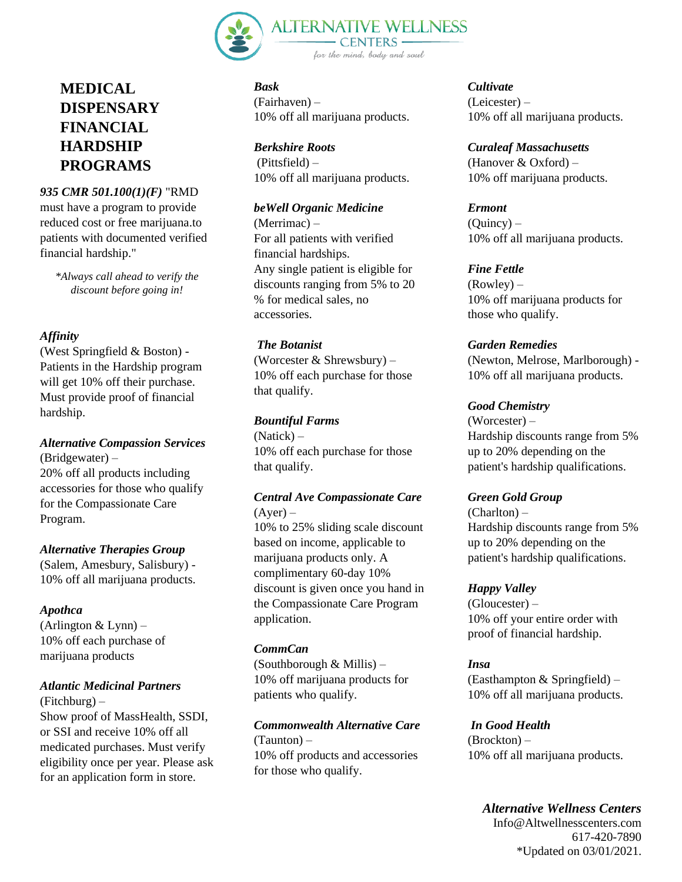# MEDICAL DISPENSARY FINANCIAL HARDSHIP PROGRAMS

***935 CMR 501.100(1)(F)*** "RMD must have a program to provide reduced cost or free marijuana.to patients with documented verified financial hardship."

*\*Always call ahead to verify the discount before going in!*

***Affinity***
(West Springfield & Boston) - Patients in the Hardship program will get 10% off their purchase. Must provide proof of financial hardship.

***Alternative Compassion Services***
(Bridgewater) –
20% off all products including accessories for those who qualify for the Compassionate Care Program.

***Alternative Therapies Group***
(Salem, Amesbury, Salisbury) - 10% off all marijuana products.

***Apothca***
(Arlington & Lynn) –
10% off each purchase of marijuana products

***Atlantic Medicinal Partners***
(Fitchburg) –
Show proof of MassHealth, SSDI, or SSI and receive 10% off all medicated purchases. Must verify eligibility once per year. Please ask for an application form in store.

***Bask***
(Fairhaven) –
10% off all marijuana products.

***Berkshire Roots***
(Pittsfield) –
10% off all marijuana products.

***beWell Organic Medicine***
(Merrimac) –
For all patients with verified financial hardships.
Any single patient is eligible for discounts ranging from 5% to 20 % for medical sales, no accessories.

***The Botanist***
(Worcester & Shrewsbury) –
10% off each purchase for those that qualify.

***Bountiful Farms***
(Natick) –
10% off each purchase for those that qualify.

***Central Ave Compassionate Care***
(Ayer) –
10% to 25% sliding scale discount based on income, applicable to marijuana products only. A complimentary 60-day 10% discount is given once you hand in the Compassionate Care Program application.

***CommCan***
(Southborough & Millis) –
10% off marijuana products for patients who qualify.

***Commonwealth Alternative Care***
(Taunton) –
10% off products and accessories for those who qualify.

***Cultivate***
(Leicester) –
10% off all marijuana products.

***Curaleaf Massachusetts***
(Hanover & Oxford) –
10% off marijuana products.

***Ermont***
(Quincy) –
10% off all marijuana products.

***Fine Fettle***
(Rowley) –
10% off marijuana products for those who qualify.

***Garden Remedies***
(Newton, Melrose, Marlborough) - 10% off all marijuana products.

***Good Chemistry***
(Worcester) –
Hardship discounts range from 5% up to 20% depending on the patient's hardship qualifications.

***Green Gold Group***
(Charlton) –
Hardship discounts range from 5% up to 20% depending on the patient's hardship qualifications.

***Happy Valley***
(Gloucester) –
10% off your entire order with proof of financial hardship.

***Insa***
(Easthampton & Springfield) –
10% off all marijuana products.

***In Good Health***
(Brockton) –
10% off all marijuana products.

***Alternative Wellness Centers***
Info@Altwellnesscenters.com
617-420-7890
\*Updated on 03/01/2021.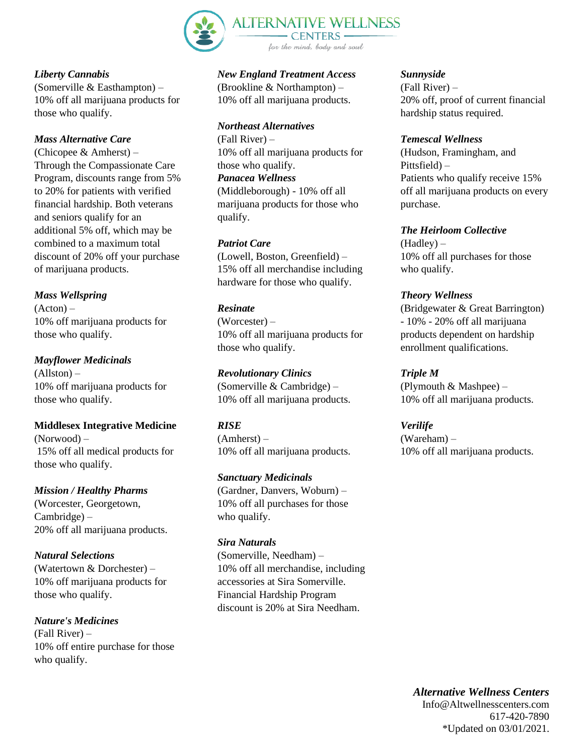***Liberty Cannabis***
(Somerville & Easthampton) –
10% off all marijuana products for those who qualify.

***Mass Alternative Care***
(Chicopee & Amherst) –
Through the Compassionate Care Program, discounts range from 5% to 20% for patients with verified financial hardship. Both veterans and seniors qualify for an additional 5% off, which may be combined to a maximum total discount of 20% off your purchase of marijuana products.

***Mass Wellspring***
(Acton) –
10% off marijuana products for those who qualify.

***Mayflower Medicinals***
(Allston) –
10% off marijuana products for those who qualify.

**Middlesex Integrative Medicine**
(Norwood) –
15% off all medical products for those who qualify.

***Mission / Healthy Pharms***
(Worcester, Georgetown, Cambridge) –
20% off all marijuana products.

***Natural Selections***
(Watertown & Dorchester) –
10% off marijuana products for those who qualify.

***Nature's Medicines***
(Fall River) –
10% off entire purchase for those who qualify.

***New England Treatment Access***
(Brookline & Northampton) –
10% off all marijuana products.

***Northeast Alternatives***
(Fall River) –
10% off all marijuana products for those who qualify.

***Panacea Wellness***
(Middleborough) - 10% off all marijuana products for those who qualify.

***Patriot Care***
(Lowell, Boston, Greenfield) –
15% off all merchandise including hardware for those who qualify.

***Resinate***
(Worcester) –
10% off all marijuana products for those who qualify.

***Revolutionary Clinics***
(Somerville & Cambridge) –
10% off all marijuana products.

***RISE***
(Amherst) –
10% off all marijuana products.

***Sanctuary Medicinals***
(Gardner, Danvers, Woburn) –
10% off all purchases for those who qualify.

***Sira Naturals***
(Somerville, Needham) –
10% off all merchandise, including accessories at Sira Somerville. Financial Hardship Program discount is 20% at Sira Needham.

***Sunnyside***
(Fall River) –
20% off, proof of current financial hardship status required.

***Temescal Wellness***
(Hudson, Framingham, and Pittsfield) –
Patients who qualify receive 15% off all marijuana products on every purchase.

***The Heirloom Collective***
(Hadley) –
10% off all purchases for those who qualify.

***Theory Wellness***
(Bridgewater & Great Barrington) - 10% - 20% off all marijuana products dependent on hardship enrollment qualifications.

***Triple M***
(Plymouth & Mashpee) –
10% off all marijuana products.

***Verilife***
(Wareham) –
10% off all marijuana products.

***Alternative Wellness Centers***
Info@Altwellnesscenters.com
617-420-7890
*Updated on 03/01/2021.